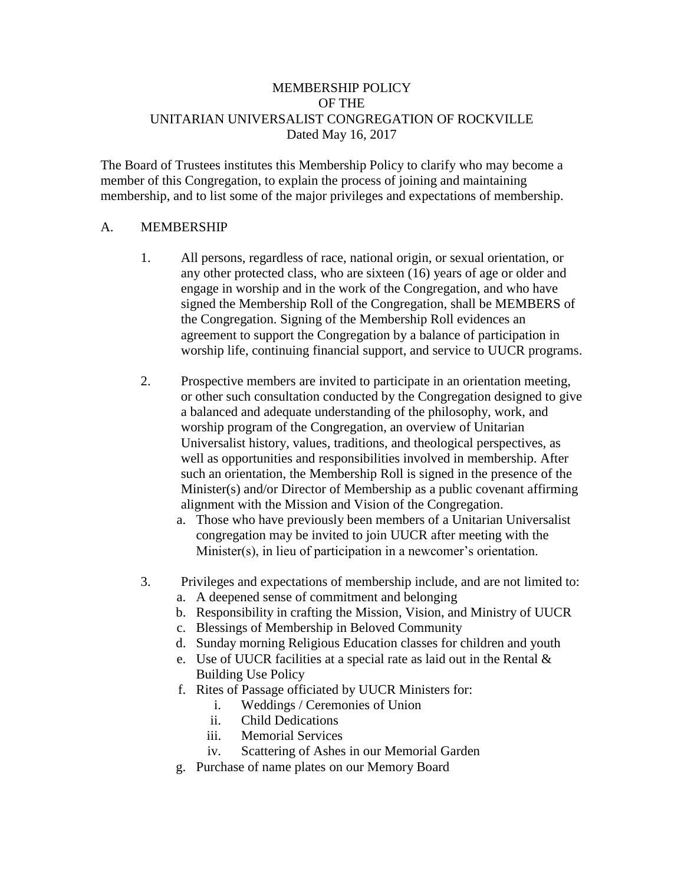# MEMBERSHIP POLICY OF THE UNITARIAN UNIVERSALIST CONGREGATION OF ROCKVILLE

Dated May 16, 2017

The Board of Trustees institutes this Membership Policy to clarify who may become a member of this Congregation, to explain the process of joining and maintaining membership, and to list some of the major privileges and expectations of membership.

## A. MEMBERSHIP

1. All persons, regardless of race, national origin, or sexual orientation, or any other protected class, who are sixteen (16) years of age or older and engage in worship and in the work of the Congregation, and who have signed the Membership Roll of the Congregation, shall be MEMBERS of the Congregation. Signing of the Membership Roll evidences an agreement to support the Congregation by a balance of participation in worship life, continuing financial support, and service to UUCR programs.

2. Prospective members are invited to participate in an orientation meeting, or other such consultation conducted by the Congregation designed to give a balanced and adequate understanding of the philosophy, work, and worship program of the Congregation, an overview of Unitarian Universalist history, values, traditions, and theological perspectives, as well as opportunities and responsibilities involved in membership. After such an orientation, the Membership Roll is signed in the presence of the Minister(s) and/or Director of Membership as a public covenant affirming alignment with the Mission and Vision of the Congregation.
   a. Those who have previously been members of a Unitarian Universalist congregation may be invited to join UUCR after meeting with the Minister(s), in lieu of participation in a newcomer's orientation.

3. Privileges and expectations of membership include, and are not limited to:
   a. A deepened sense of commitment and belonging
   b. Responsibility in crafting the Mission, Vision, and Ministry of UUCR
   c. Blessings of Membership in Beloved Community
   d. Sunday morning Religious Education classes for children and youth
   e. Use of UUCR facilities at a special rate as laid out in the Rental & Building Use Policy
   f. Rites of Passage officiated by UUCR Ministers for:
      i. Weddings / Ceremonies of Union
      ii. Child Dedications
      iii. Memorial Services
      iv. Scattering of Ashes in our Memorial Garden
   g. Purchase of name plates on our Memory Board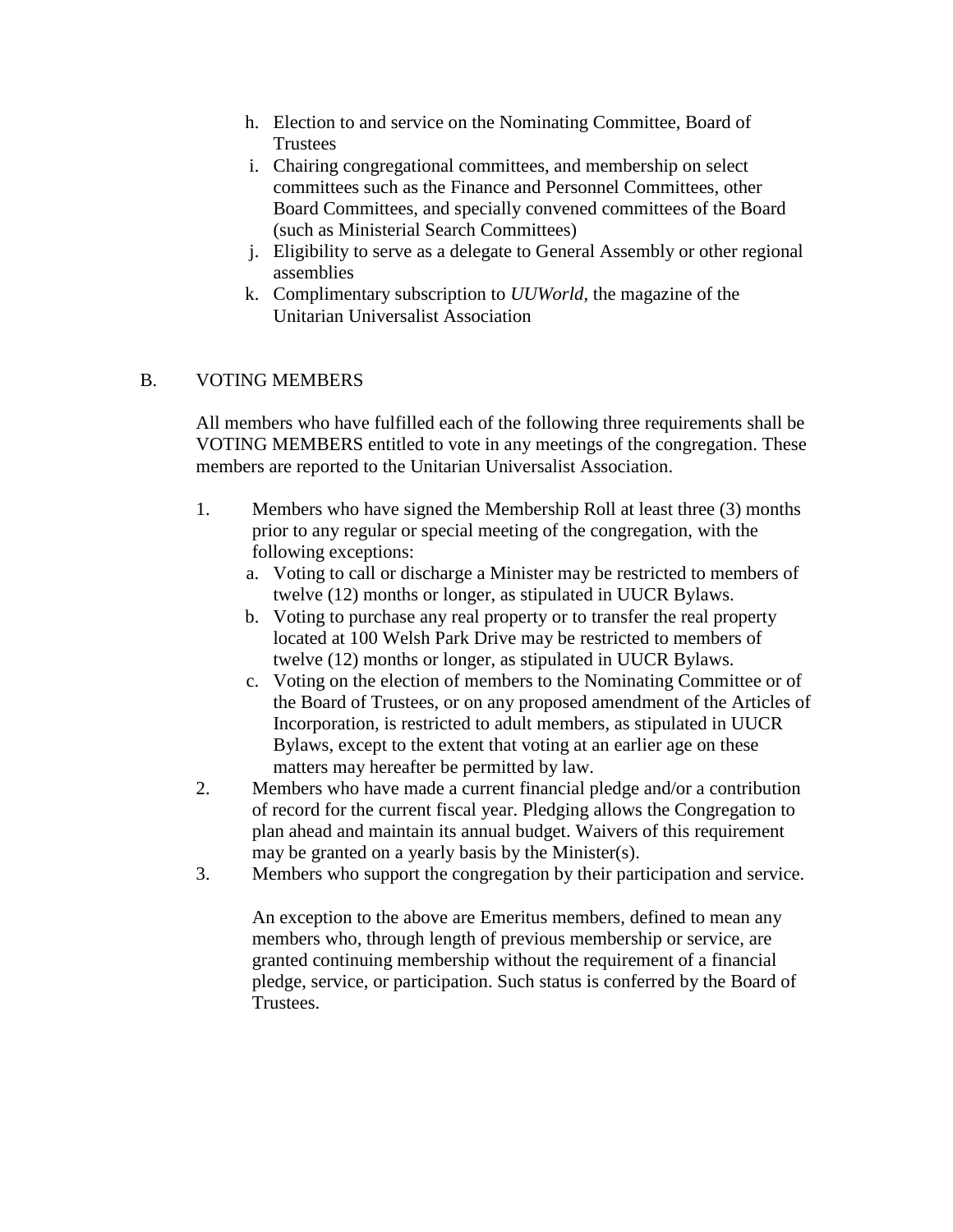h. Election to and service on the Nominating Committee, Board of Trustees
i. Chairing congregational committees, and membership on select committees such as the Finance and Personnel Committees, other Board Committees, and specially convened committees of the Board (such as Ministerial Search Committees)
j. Eligibility to serve as a delegate to General Assembly or other regional assemblies
k. Complimentary subscription to *UUWorld*, the magazine of the Unitarian Universalist Association

B. VOTING MEMBERS

All members who have fulfilled each of the following three requirements shall be VOTING MEMBERS entitled to vote in any meetings of the congregation. These members are reported to the Unitarian Universalist Association.

1. Members who have signed the Membership Roll at least three (3) months prior to any regular or special meeting of the congregation, with the following exceptions:
   a. Voting to call or discharge a Minister may be restricted to members of twelve (12) months or longer, as stipulated in UUCR Bylaws.
   b. Voting to purchase any real property or to transfer the real property located at 100 Welsh Park Drive may be restricted to members of twelve (12) months or longer, as stipulated in UUCR Bylaws.
   c. Voting on the election of members to the Nominating Committee or of the Board of Trustees, or on any proposed amendment of the Articles of Incorporation, is restricted to adult members, as stipulated in UUCR Bylaws, except to the extent that voting at an earlier age on these matters may hereafter be permitted by law.
2. Members who have made a current financial pledge and/or a contribution of record for the current fiscal year. Pledging allows the Congregation to plan ahead and maintain its annual budget. Waivers of this requirement may be granted on a yearly basis by the Minister(s).
3. Members who support the congregation by their participation and service.

   An exception to the above are Emeritus members, defined to mean any members who, through length of previous membership or service, are granted continuing membership without the requirement of a financial pledge, service, or participation. Such status is conferred by the Board of Trustees.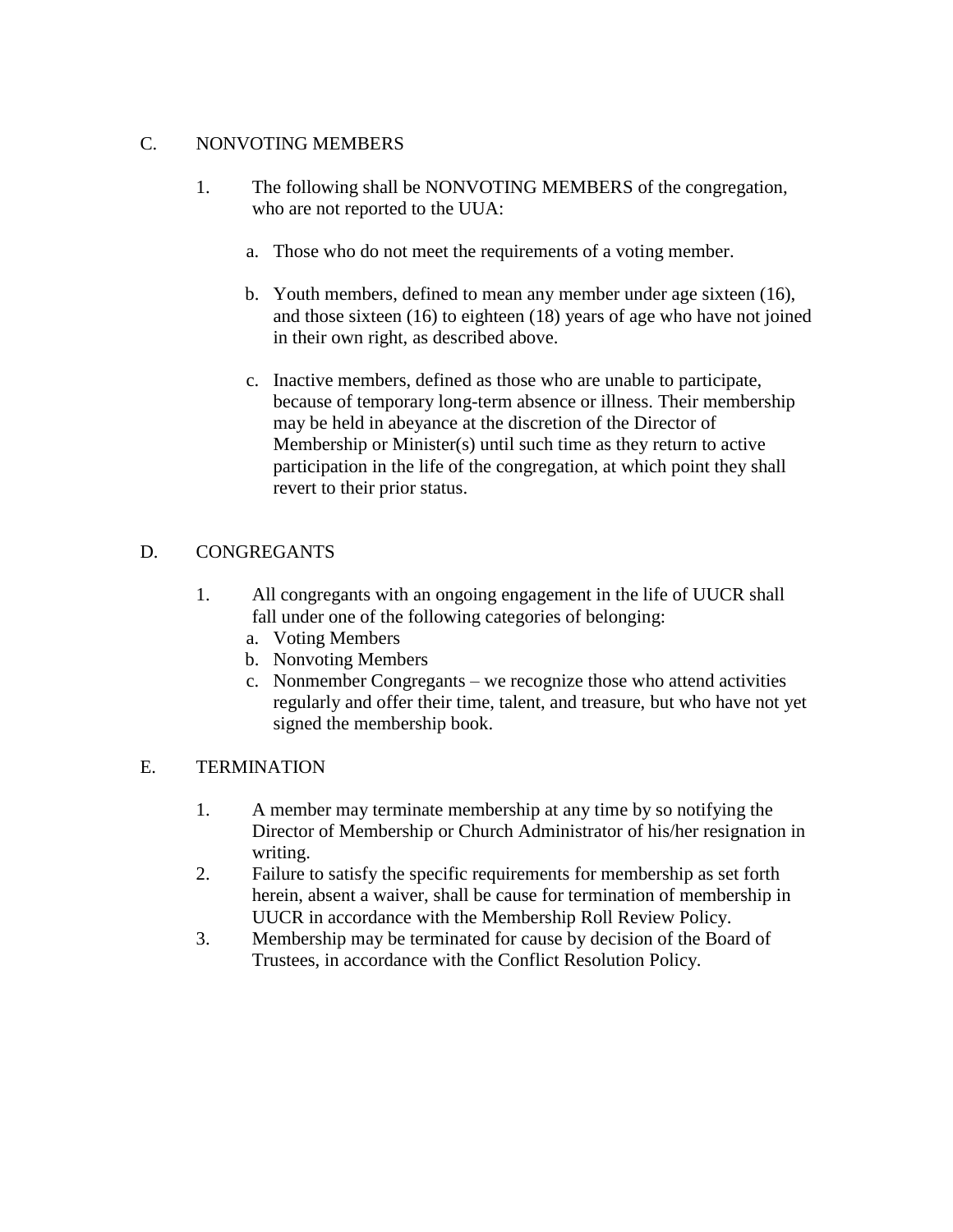## C. NONVOTING MEMBERS

1. The following shall be NONVOTING MEMBERS of the congregation, who are not reported to the UUA:

   a. Those who do not meet the requirements of a voting member.

   b. Youth members, defined to mean any member under age sixteen (16), and those sixteen (16) to eighteen (18) years of age who have not joined in their own right, as described above.

   c. Inactive members, defined as those who are unable to participate, because of temporary long-term absence or illness. Their membership may be held in abeyance at the discretion of the Director of Membership or Minister(s) until such time as they return to active participation in the life of the congregation, at which point they shall revert to their prior status.

## D. CONGREGANTS

1. All congregants with an ongoing engagement in the life of UUCR shall fall under one of the following categories of belonging:
   a. Voting Members
   b. Nonvoting Members
   c. Nonmember Congregants – we recognize those who attend activities regularly and offer their time, talent, and treasure, but who have not yet signed the membership book.

## E. TERMINATION

1. A member may terminate membership at any time by so notifying the Director of Membership or Church Administrator of his/her resignation in writing.
2. Failure to satisfy the specific requirements for membership as set forth herein, absent a waiver, shall be cause for termination of membership in UUCR in accordance with the Membership Roll Review Policy.
3. Membership may be terminated for cause by decision of the Board of Trustees, in accordance with the Conflict Resolution Policy.